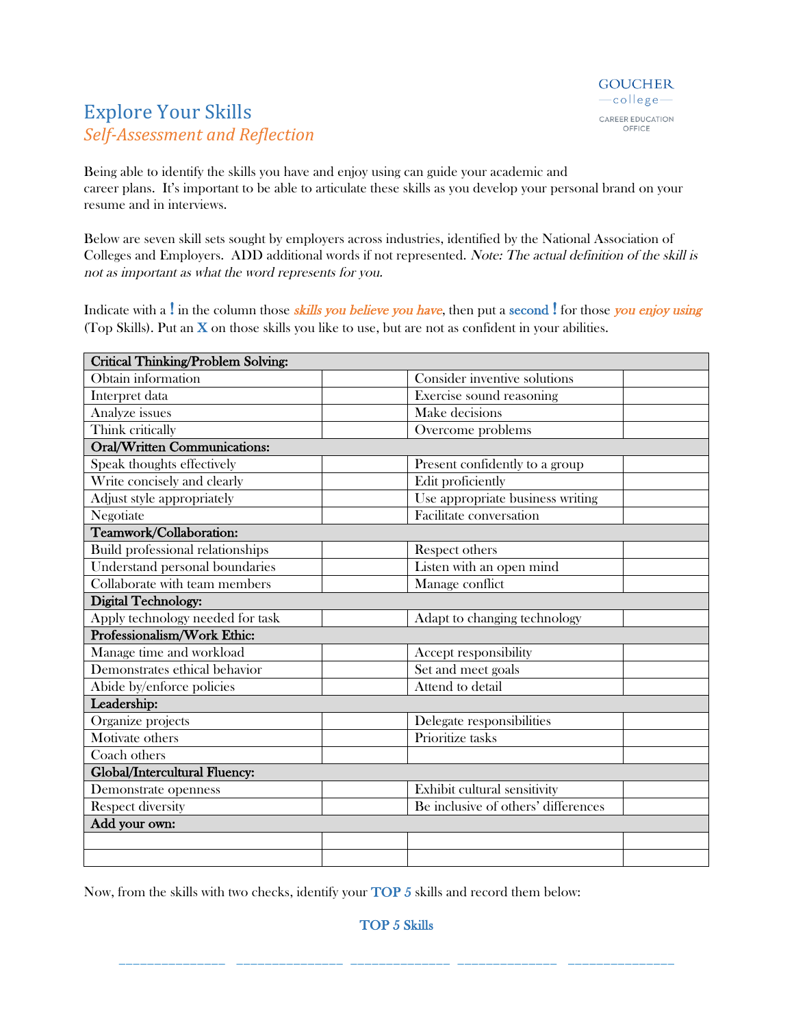GOUCHER college
CAREER EDUCATION OFFICE

# Explore Your Skills

## *Self-Assessment and Reflection*

Being able to identify the skills you have and enjoy using can guide your academic and career plans. It's important to be able to articulate these skills as you develop your personal brand on your resume and in interviews.

Below are seven skill sets sought by employers across industries, identified by the National Association of Colleges and Employers. ADD additional words if not represented. *Note: The actual definition of the skill is not as important as what the word represents for you.*

Indicate with a **!** in the column those ***skills you believe you have***, then put a **second !** for those ***you enjoy using*** (Top Skills). Put an **X** on those skills you like to use, but are not as confident in your abilities.

| **Critical Thinking/Problem Solving:** | | | |
|---|---|---|---|
| Obtain information | | Consider inventive solutions | |
| Interpret data | | Exercise sound reasoning | |
| Analyze issues | | Make decisions | |
| Think critically | | Overcome problems | |
| **Oral/Written Communications:** | | | |
| Speak thoughts effectively | | Present confidently to a group | |
| Write concisely and clearly | | Edit proficiently | |
| Adjust style appropriately | | Use appropriate business writing | |
| Negotiate | | Facilitate conversation | |
| **Teamwork/Collaboration:** | | | |
| Build professional relationships | | Respect others | |
| Understand personal boundaries | | Listen with an open mind | |
| Collaborate with team members | | Manage conflict | |
| **Digital Technology:** | | | |
| Apply technology needed for task | | Adapt to changing technology | |
| **Professionalism/Work Ethic:** | | | |
| Manage time and workload | | Accept responsibility | |
| Demonstrates ethical behavior | | Set and meet goals | |
| Abide by/enforce policies | | Attend to detail | |
| **Leadership:** | | | |
| Organize projects | | Delegate responsibilities | |
| Motivate others | | Prioritize tasks | |
| Coach others | | | |
| **Global/Intercultural Fluency:** | | | |
| Demonstrate openness | | Exhibit cultural sensitivity | |
| Respect diversity | | Be inclusive of others' differences | |
| **Add your own:** | | | |
| | | | |
| | | | |

Now, from the skills with two checks, identify your **TOP 5** skills and record them below:

**TOP 5 Skills**

______________ ______________ ______________ ______________ ______________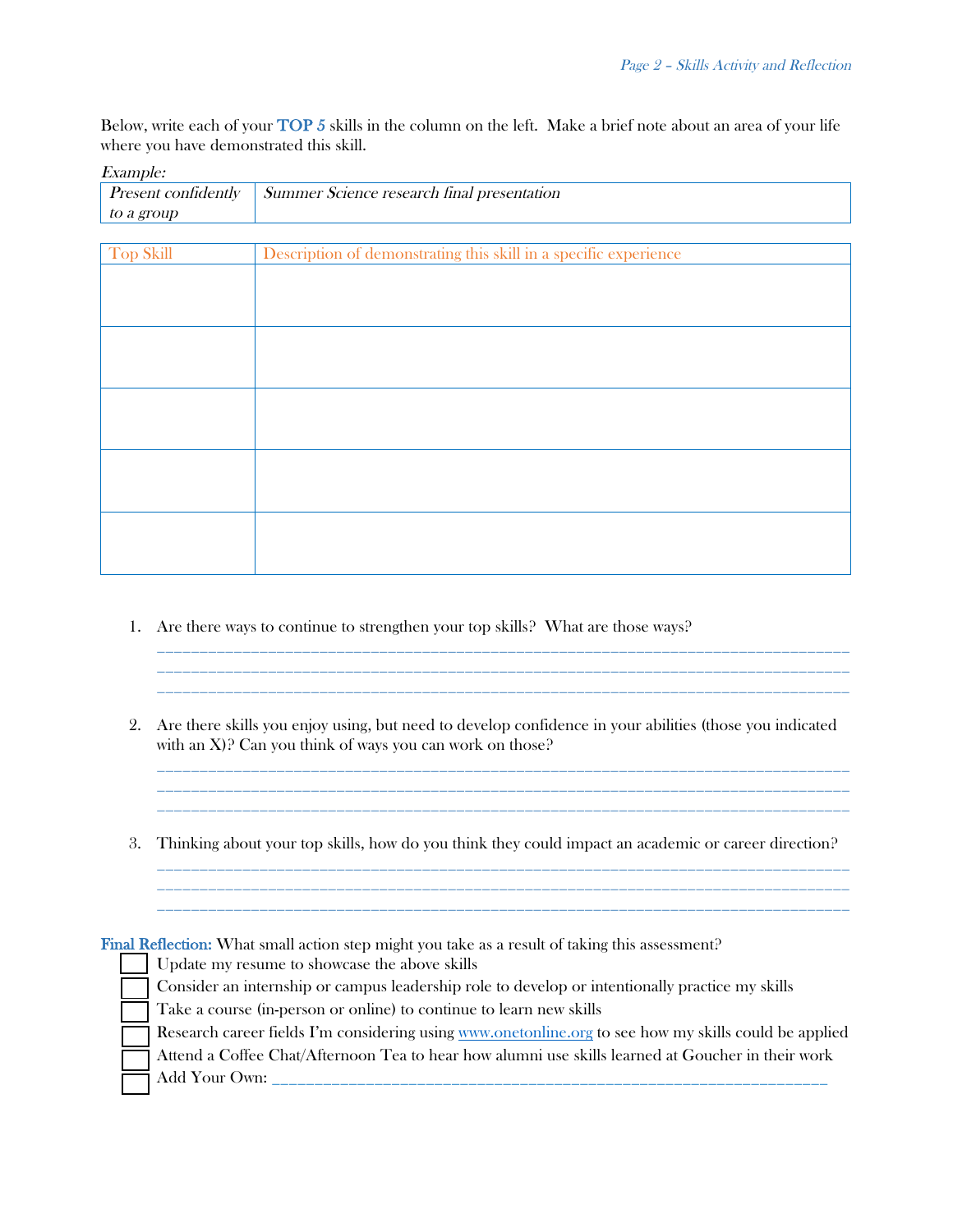Below, write each of your **TOP 5** skills in the column on the left. Make a brief note about an area of your life where you have demonstrated this skill.

*Example:*

| | |
|---|---|
| *Present confidently to a group* | *Summer Science research final presentation* |

| Top Skill | Description of demonstrating this skill in a specific experience |
|---|---|
| | |
| | |
| | |
| | |
| | |

1. Are there ways to continue to strengthen your top skills? What are those ways?
   ______________________________________________________________________________
   ______________________________________________________________________________
   ______________________________________________________________________________

2. Are there skills you enjoy using, but need to develop confidence in your abilities (those you indicated with an X)? Can you think of ways you can work on those?
   ______________________________________________________________________________
   ______________________________________________________________________________
   ______________________________________________________________________________

3. Thinking about your top skills, how do you think they could impact an academic or career direction?
   ______________________________________________________________________________
   ______________________________________________________________________________
   ______________________________________________________________________________

**Final Reflection:** What small action step might you take as a result of taking this assessment?

- [ ] Update my resume to showcase the above skills
- [ ] Consider an internship or campus leadership role to develop or intentionally practice my skills
- [ ] Take a course (in-person or online) to continue to learn new skills
- [ ] Research career fields I'm considering using www.onetonline.org to see how my skills could be applied
- [ ] Attend a Coffee Chat/Afternoon Tea to hear how alumni use skills learned at Goucher in their work
- [ ] Add Your Own: ______________________________________________________________